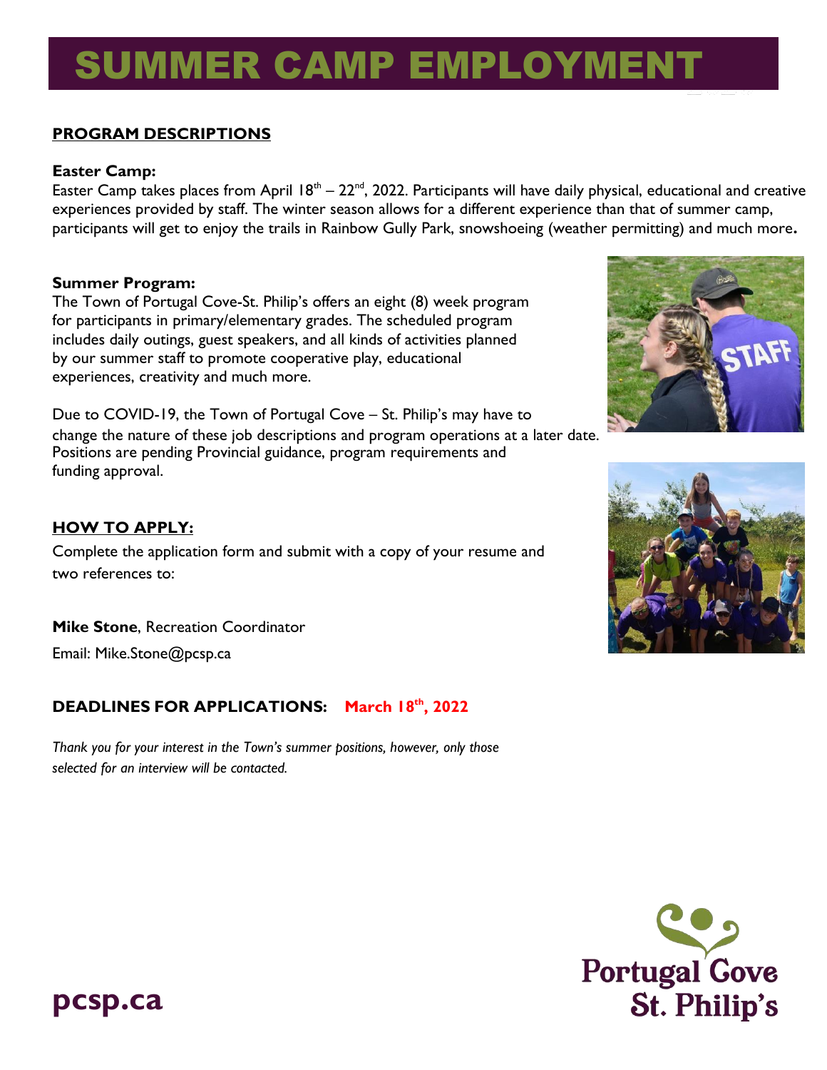# SUMMER CAMP EMPLOYMENT

## PROGRAM DESCRIPTIONS

**Easter Camp:**
Easter Camp takes places from April 18th – 22nd, 2022. Participants will have daily physical, educational and creative experiences provided by staff. The winter season allows for a different experience than that of summer camp, participants will get to enjoy the trails in Rainbow Gully Park, snowshoeing (weather permitting) and much more**.**

**Summer Program:**
The Town of Portugal Cove-St. Philip's offers an eight (8) week program for participants in primary/elementary grades. The scheduled program includes daily outings, guest speakers, and all kinds of activities planned by our summer staff to promote cooperative play, educational experiences, creativity and much more.

Due to COVID-19, the Town of Portugal Cove – St. Philip's may have to change the nature of these job descriptions and program operations at a later date. Positions are pending Provincial guidance, program requirements and funding approval.

## HOW TO APPLY:

Complete the application form and submit with a copy of your resume and two references to:

**Mike Stone**, Recreation Coordinator
Email: Mike.Stone@pcsp.ca

## DEADLINES FOR APPLICATIONS: March 18th, 2022

*Thank you for your interest in the Town's summer positions, however, only those selected for an interview will be contacted.*

pcsp.ca

Portugal Cove St. Philip's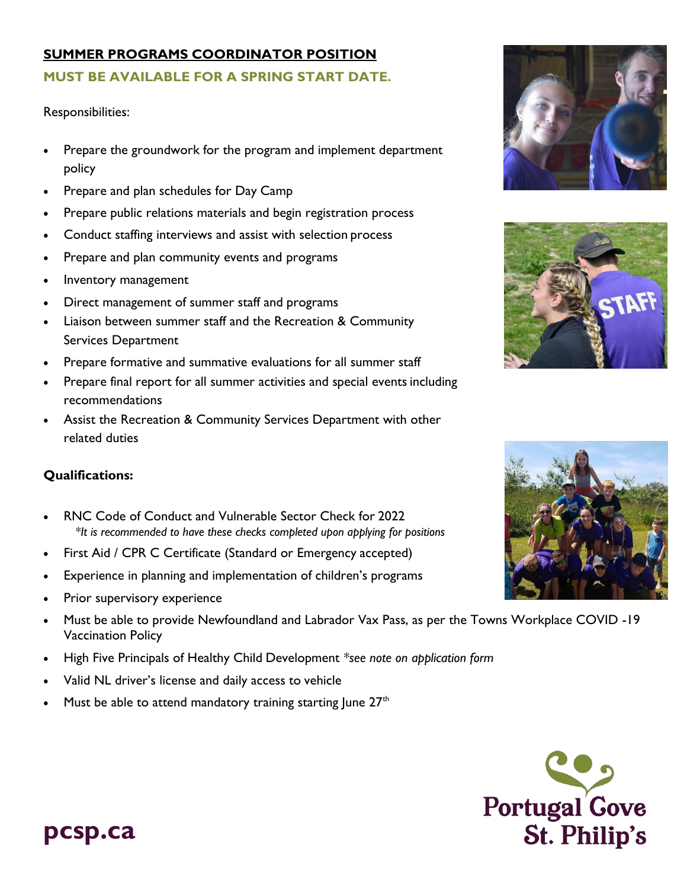## SUMMER PROGRAMS COORDINATOR POSITION

**MUST BE AVAILABLE FOR A SPRING START DATE.**

Responsibilities:

- Prepare the groundwork for the program and implement department policy
- Prepare and plan schedules for Day Camp
- Prepare public relations materials and begin registration process
- Conduct staffing interviews and assist with selection process
- Prepare and plan community events and programs
- Inventory management
- Direct management of summer staff and programs
- Liaison between summer staff and the Recreation & Community Services Department
- Prepare formative and summative evaluations for all summer staff
- Prepare final report for all summer activities and special events including recommendations
- Assist the Recreation & Community Services Department with other related duties

**Qualifications:**

- RNC Code of Conduct and Vulnerable Sector Check for 2022
  *\*It is recommended to have these checks completed upon applying for positions*
- First Aid / CPR C Certificate (Standard or Emergency accepted)
- Experience in planning and implementation of children's programs
- Prior supervisory experience
- Must be able to provide Newfoundland and Labrador Vax Pass, as per the Towns Workplace COVID -19 Vaccination Policy
- High Five Principals of Healthy Child Development *\*see note on application form*
- Valid NL driver's license and daily access to vehicle
- Must be able to attend mandatory training starting June 27th

**pcsp.ca**

Portugal Cove St. Philip's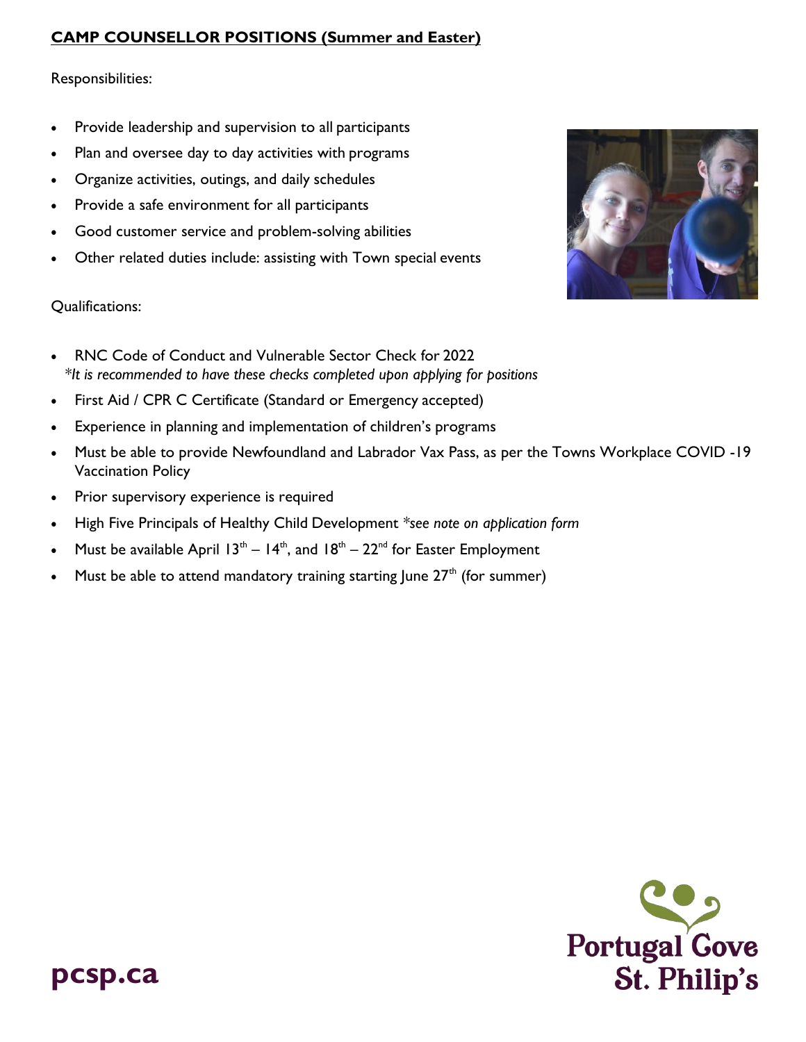## CAMP COUNSELLOR POSITIONS (Summer and Easter)

Responsibilities:

- Provide leadership and supervision to all participants
- Plan and oversee day to day activities with programs
- Organize activities, outings, and daily schedules
- Provide a safe environment for all participants
- Good customer service and problem-solving abilities
- Other related duties include: assisting with Town special events

Qualifications:

- RNC Code of Conduct and Vulnerable Sector Check for 2022
  *\*It is recommended to have these checks completed upon applying for positions*
- First Aid / CPR C Certificate (Standard or Emergency accepted)
- Experience in planning and implementation of children's programs
- Must be able to provide Newfoundland and Labrador Vax Pass, as per the Towns Workplace COVID -19 Vaccination Policy
- Prior supervisory experience is required
- High Five Principals of Healthy Child Development *\*see note on application form*
- Must be available April 13th – 14th, and 18th – 22nd for Easter Employment
- Must be able to attend mandatory training starting June 27th (for summer)

pcsp.ca

Portugal Cove St. Philip's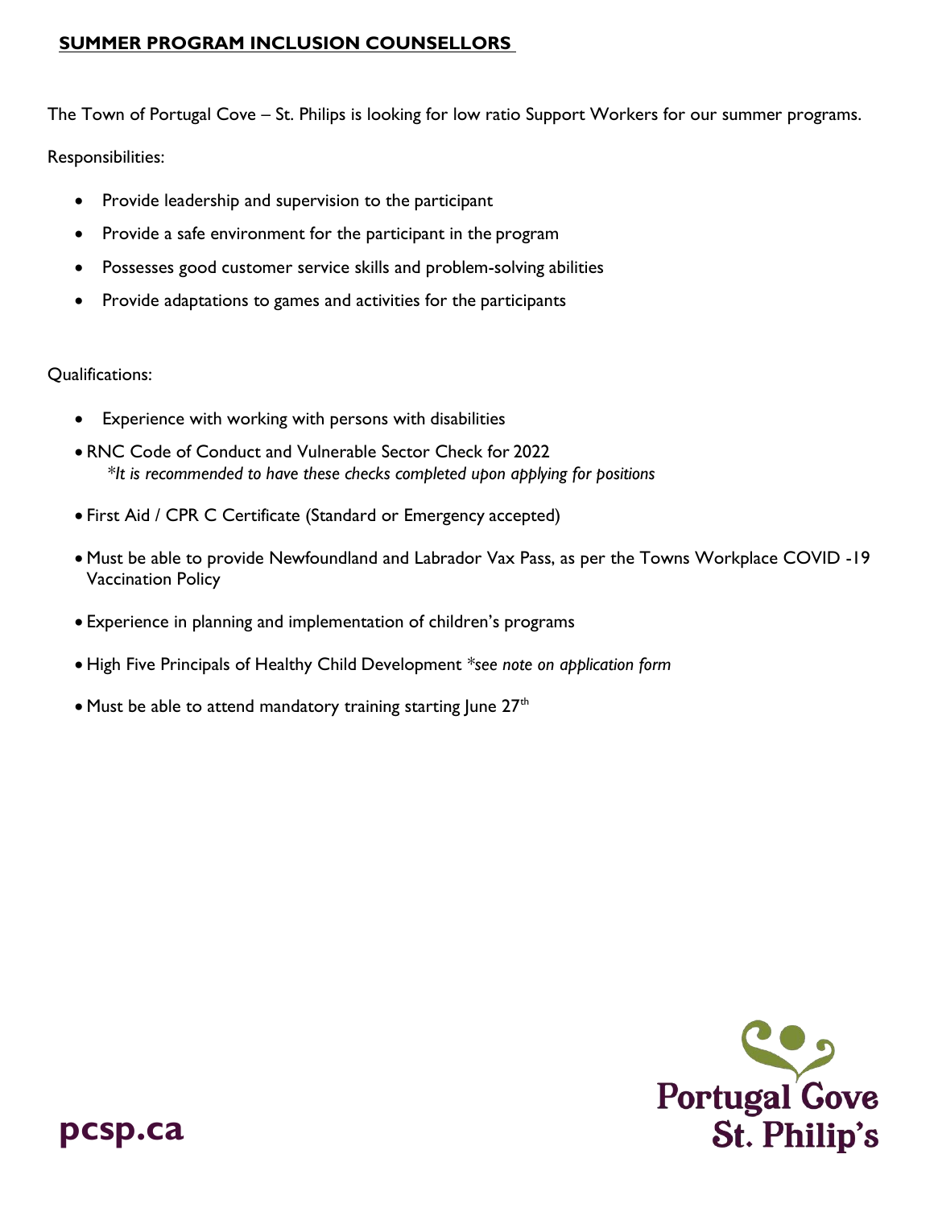## SUMMER PROGRAM INCLUSION COUNSELLORS

The Town of Portugal Cove – St. Philips is looking for low ratio Support Workers for our summer programs.

Responsibilities:

- Provide leadership and supervision to the participant
- Provide a safe environment for the participant in the program
- Possesses good customer service skills and problem-solving abilities
- Provide adaptations to games and activities for the participants

Qualifications:

- Experience with working with persons with disabilities
- RNC Code of Conduct and Vulnerable Sector Check for 2022
  *\*It is recommended to have these checks completed upon applying for positions*
- First Aid / CPR C Certificate (Standard or Emergency accepted)
- Must be able to provide Newfoundland and Labrador Vax Pass, as per the Towns Workplace COVID -19 Vaccination Policy
- Experience in planning and implementation of children's programs
- High Five Principals of Healthy Child Development *\*see note on application form*
- Must be able to attend mandatory training starting June 27th

pcsp.ca

Portugal Cove St. Philip's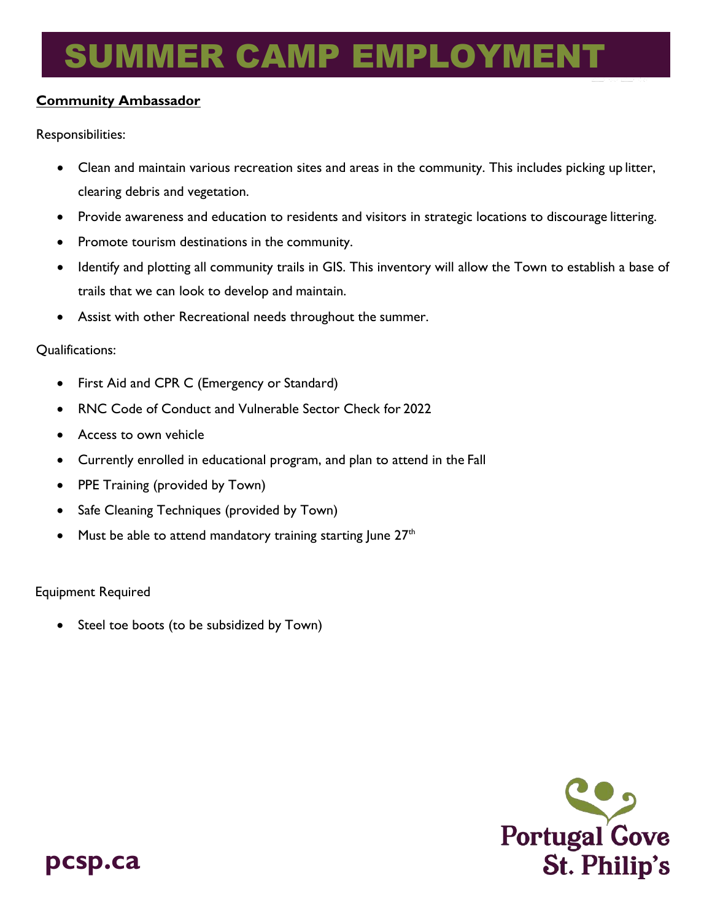# SUMMER CAMP EMPLOYMENT

**Community Ambassador**

Responsibilities:

- Clean and maintain various recreation sites and areas in the community. This includes picking up litter, clearing debris and vegetation.
- Provide awareness and education to residents and visitors in strategic locations to discourage littering.
- Promote tourism destinations in the community.
- Identify and plotting all community trails in GIS. This inventory will allow the Town to establish a base of trails that we can look to develop and maintain.
- Assist with other Recreational needs throughout the summer.

Qualifications:

- First Aid and CPR C (Emergency or Standard)
- RNC Code of Conduct and Vulnerable Sector Check for 2022
- Access to own vehicle
- Currently enrolled in educational program, and plan to attend in the Fall
- PPE Training (provided by Town)
- Safe Cleaning Techniques (provided by Town)
- Must be able to attend mandatory training starting June 27th

Equipment Required

- Steel toe boots (to be subsidized by Town)

pcsp.ca

Portugal Cove St. Philip's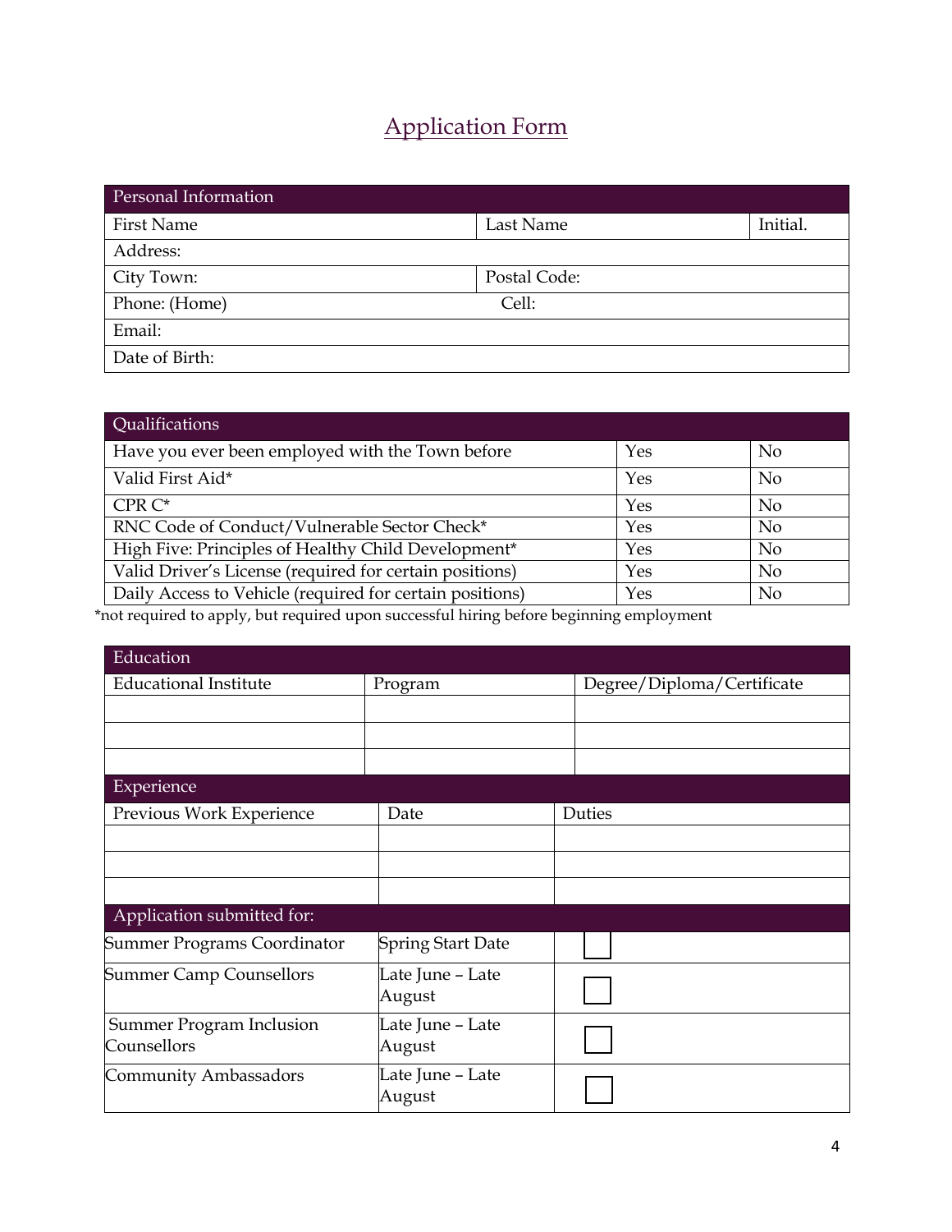# Application Form

| Personal Information | | |
|---|---|---|
| First Name | Last Name | Initial. |
| Address: | | |
| City Town: | Postal Code: | |
| Phone: (Home) | Cell: | |
| Email: | | |
| Date of Birth: | | |

| Qualifications | | |
|---|---|---|
| Have you ever been employed with the Town before | Yes | No |
| Valid First Aid* | Yes | No |
| CPR C* | Yes | No |
| RNC Code of Conduct/Vulnerable Sector Check* | Yes | No |
| High Five: Principles of Healthy Child Development* | Yes | No |
| Valid Driver's License (required for certain positions) | Yes | No |
| Daily Access to Vehicle (required for certain positions) | Yes | No |

*not required to apply, but required upon successful hiring before beginning employment

| Education | | |
|---|---|---|
| Educational Institute | Program | Degree/Diploma/Certificate |
| | | |
| | | |
| | | |

| Experience | | |
|---|---|---|
| Previous Work Experience | Date | Duties |
| | | |
| | | |
| | | |

| Application submitted for: | | |
|---|---|---|
| Summer Programs Coordinator | Spring Start Date | ☐ |
| Summer Camp Counsellors | Late June – Late August | ☐ |
| Summer Program Inclusion Counsellors | Late June – Late August | ☐ |
| Community Ambassadors | Late June – Late August | ☐ |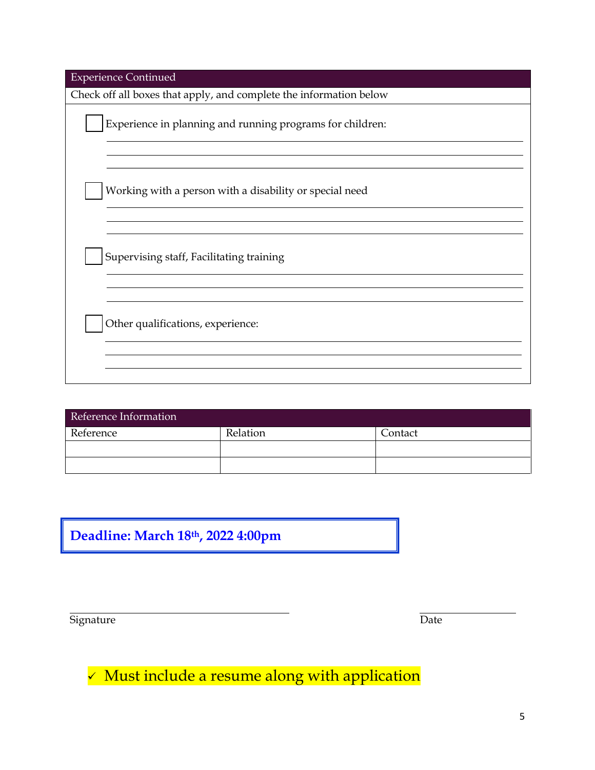## Experience Continued

Check off all boxes that apply, and complete the information below

- [ ] Experience in planning and running programs for children:

______________________________________________

______________________________________________

______________________________________________

- [ ] Working with a person with a disability or special need

______________________________________________

______________________________________________

______________________________________________

- [ ] Supervising staff, Facilitating training

______________________________________________

______________________________________________

______________________________________________

- [ ] Other qualifications, experience:

______________________________________________

______________________________________________

______________________________________________

## Reference Information

| Reference | Relation | Contact |
|---|---|---|
| | | |
| | | |

**Deadline: March 18th, 2022 4:00pm**

______________________________ Signature

______________ Date

✓ Must include a resume along with application